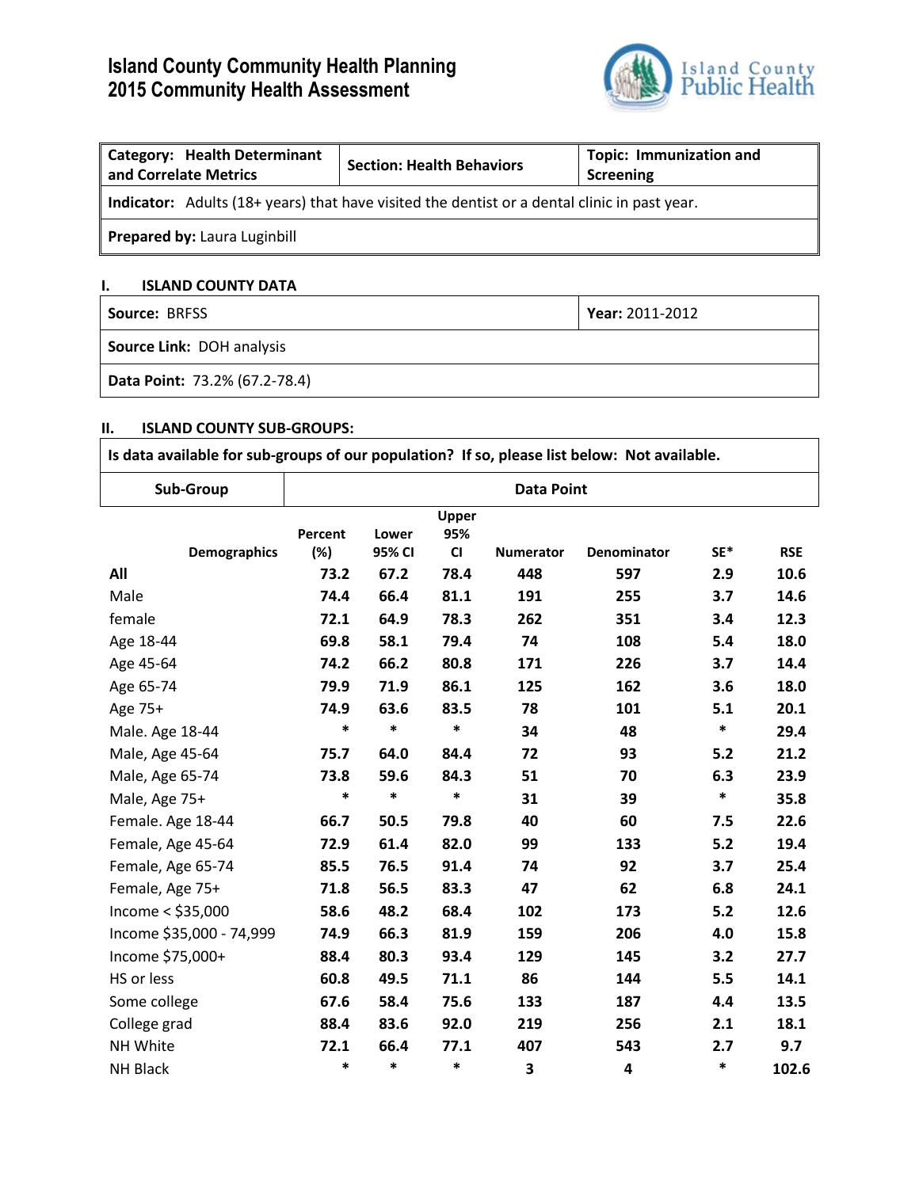# Island County Community Health Planning
# 2015 Community Health Assessment

| **Category: Health Determinant and Correlate Metrics** | **Section: Health Behaviors** | **Topic: Immunization and Screening** |
|---|---|---|
| **Indicator:** Adults (18+ years) that have visited the dentist or a dental clinic in past year. | | |
| **Prepared by:** Laura Luginbill | | |

## I. ISLAND COUNTY DATA

| **Source:** BRFSS | **Year:** 2011-2012 |
|---|---|
| **Source Link:** DOH analysis | |
| **Data Point:** 73.2% (67.2-78.4) | |

## II. ISLAND COUNTY SUB-GROUPS:

**Is data available for sub-groups of our population? If so, please list below: Not available.**

| Demographics | Percent (%) | Lower 95% CI | Upper 95% CI | Numerator | Denominator | SE* | RSE |
|---|---|---|---|---|---|---|---|
| **All** | **73.2** | **67.2** | **78.4** | **448** | **597** | **2.9** | **10.6** |
| Male | 74.4 | 66.4 | 81.1 | 191 | 255 | 3.7 | 14.6 |
| female | 72.1 | 64.9 | 78.3 | 262 | 351 | 3.4 | 12.3 |
| Age 18-44 | 69.8 | 58.1 | 79.4 | 74 | 108 | 5.4 | 18.0 |
| Age 45-64 | 74.2 | 66.2 | 80.8 | 171 | 226 | 3.7 | 14.4 |
| Age 65-74 | 79.9 | 71.9 | 86.1 | 125 | 162 | 3.6 | 18.0 |
| Age 75+ | 74.9 | 63.6 | 83.5 | 78 | 101 | 5.1 | 20.1 |
| Male. Age 18-44 | * | * | * | 34 | 48 | * | 29.4 |
| Male, Age 45-64 | 75.7 | 64.0 | 84.4 | 72 | 93 | 5.2 | 21.2 |
| Male, Age 65-74 | 73.8 | 59.6 | 84.3 | 51 | 70 | 6.3 | 23.9 |
| Male, Age 75+ | * | * | * | 31 | 39 | * | 35.8 |
| Female. Age 18-44 | 66.7 | 50.5 | 79.8 | 40 | 60 | 7.5 | 22.6 |
| Female, Age 45-64 | 72.9 | 61.4 | 82.0 | 99 | 133 | 5.2 | 19.4 |
| Female, Age 65-74 | 85.5 | 76.5 | 91.4 | 74 | 92 | 3.7 | 25.4 |
| Female, Age 75+ | 71.8 | 56.5 | 83.3 | 47 | 62 | 6.8 | 24.1 |
| Income < $35,000 | 58.6 | 48.2 | 68.4 | 102 | 173 | 5.2 | 12.6 |
| Income $35,000 - 74,999 | 74.9 | 66.3 | 81.9 | 159 | 206 | 4.0 | 15.8 |
| Income $75,000+ | 88.4 | 80.3 | 93.4 | 129 | 145 | 3.2 | 27.7 |
| HS or less | 60.8 | 49.5 | 71.1 | 86 | 144 | 5.5 | 14.1 |
| Some college | 67.6 | 58.4 | 75.6 | 133 | 187 | 4.4 | 13.5 |
| College grad | 88.4 | 83.6 | 92.0 | 219 | 256 | 2.1 | 18.1 |
| NH White | 72.1 | 66.4 | 77.1 | 407 | 543 | 2.7 | 9.7 |
| NH Black | * | * | * | 3 | 4 | * | 102.6 |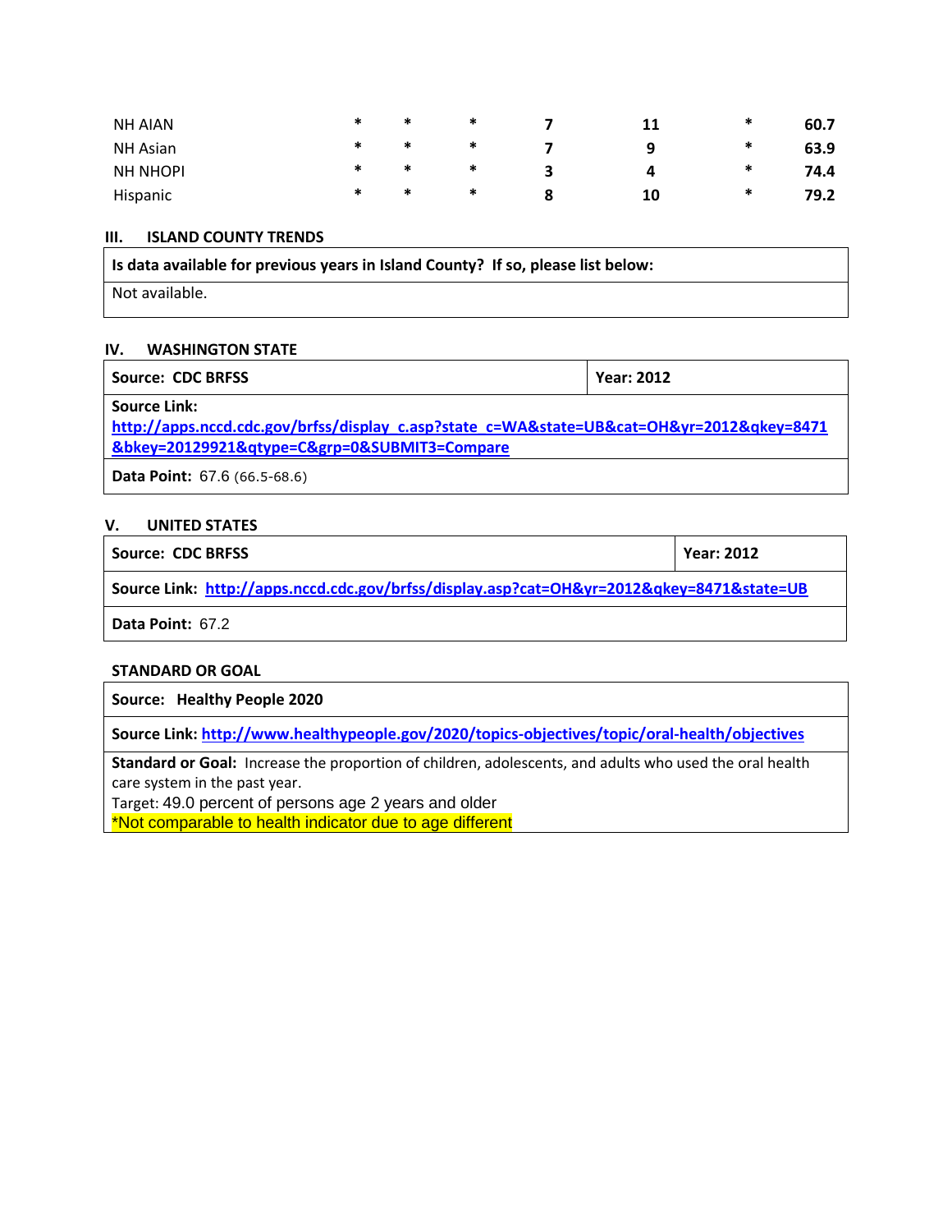| | | | | | | | |
|---|---|---|---|---|---|---|---|
| NH AIAN | * | * | * | **7** | **11** | * | **60.7** |
| NH Asian | * | * | * | **7** | **9** | * | **63.9** |
| NH NHOPI | * | * | * | **3** | **4** | * | **74.4** |
| Hispanic | * | * | * | **8** | **10** | * | **79.2** |

### III. ISLAND COUNTY TRENDS

| **Is data available for previous years in Island County? If so, please list below:** |
|---|
| Not available. |

### IV. WASHINGTON STATE

| **Source: CDC BRFSS** | **Year: 2012** |
|---|---|
| **Source Link:** http://apps.nccd.cdc.gov/brfss/display_c.asp?state_c=WA&state=UB&cat=OH&yr=2012&qkey=8471&bkey=20129921&qtype=C&grp=0&SUBMIT3=Compare | |
| **Data Point:** 67.6 (66.5-68.6) | |

### V. UNITED STATES

| **Source: CDC BRFSS** | **Year: 2012** |
|---|---|
| **Source Link:** http://apps.nccd.cdc.gov/brfss/display.asp?cat=OH&yr=2012&qkey=8471&state=UB | |
| **Data Point:** 67.2 | |

### STANDARD OR GOAL

| **Source: Healthy People 2020** |
|---|
| **Source Link:** http://www.healthypeople.gov/2020/topics-objectives/topic/oral-health/objectives |
| **Standard or Goal:** Increase the proportion of children, adolescents, and adults who used the oral health care system in the past year. Target: 49.0 percent of persons age 2 years and older *Not comparable to health indicator due to age different |